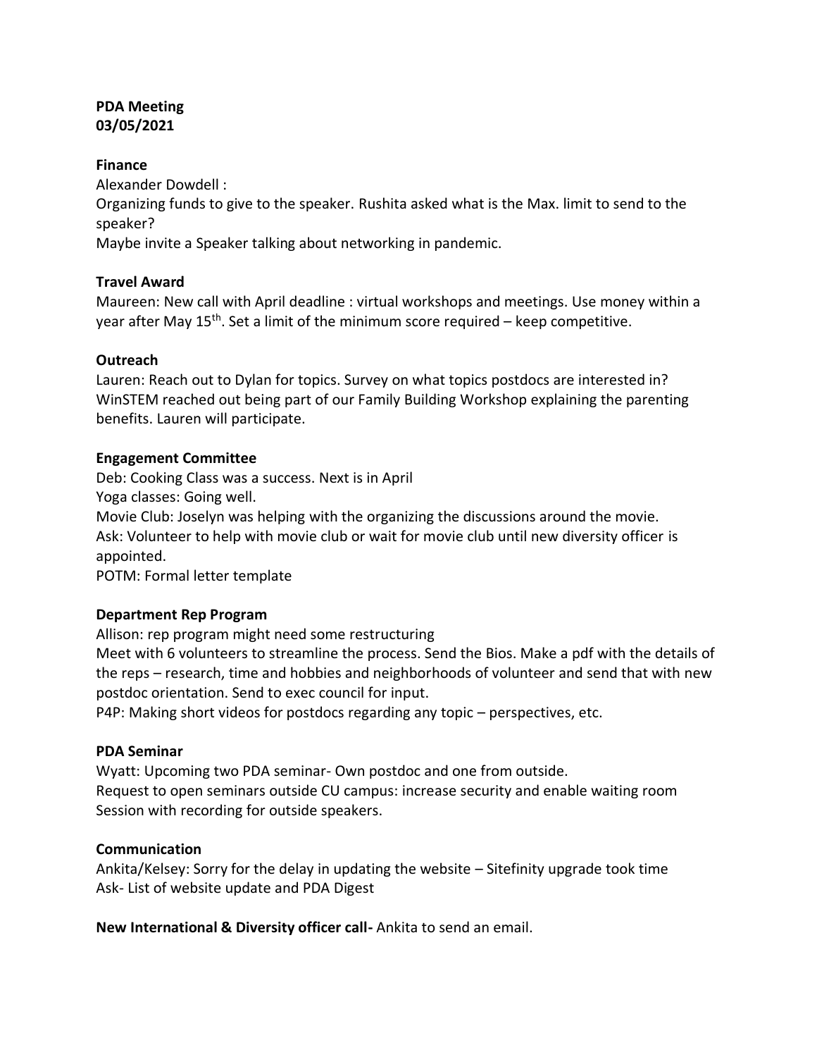**PDA Meeting**
**03/05/2021**

**Finance**

Alexander Dowdell :

Organizing funds to give to the speaker. Rushita asked what is the Max. limit to send to the speaker?

Maybe invite a Speaker talking about networking in pandemic.

**Travel Award**

Maureen: New call with April deadline : virtual workshops and meetings. Use money within a year after May 15th. Set a limit of the minimum score required – keep competitive.

**Outreach**

Lauren: Reach out to Dylan for topics. Survey on what topics postdocs are interested in? WinSTEM reached out being part of our Family Building Workshop explaining the parenting benefits. Lauren will participate.

**Engagement Committee**

Deb: Cooking Class was a success. Next is in April

Yoga classes: Going well.

Movie Club: Joselyn was helping with the organizing the discussions around the movie.

Ask: Volunteer to help with movie club or wait for movie club until new diversity officer is appointed.

POTM: Formal letter template

**Department Rep Program**

Allison: rep program might need some restructuring

Meet with 6 volunteers to streamline the process. Send the Bios. Make a pdf with the details of the reps – research, time and hobbies and neighborhoods of volunteer and send that with new postdoc orientation. Send to exec council for input.

P4P: Making short videos for postdocs regarding any topic – perspectives, etc.

**PDA Seminar**

Wyatt: Upcoming two PDA seminar- Own postdoc and one from outside.

Request to open seminars outside CU campus: increase security and enable waiting room

Session with recording for outside speakers.

**Communication**

Ankita/Kelsey: Sorry for the delay in updating the website – Sitefinity upgrade took time

Ask- List of website update and PDA Digest

**New International & Diversity officer call-** Ankita to send an email.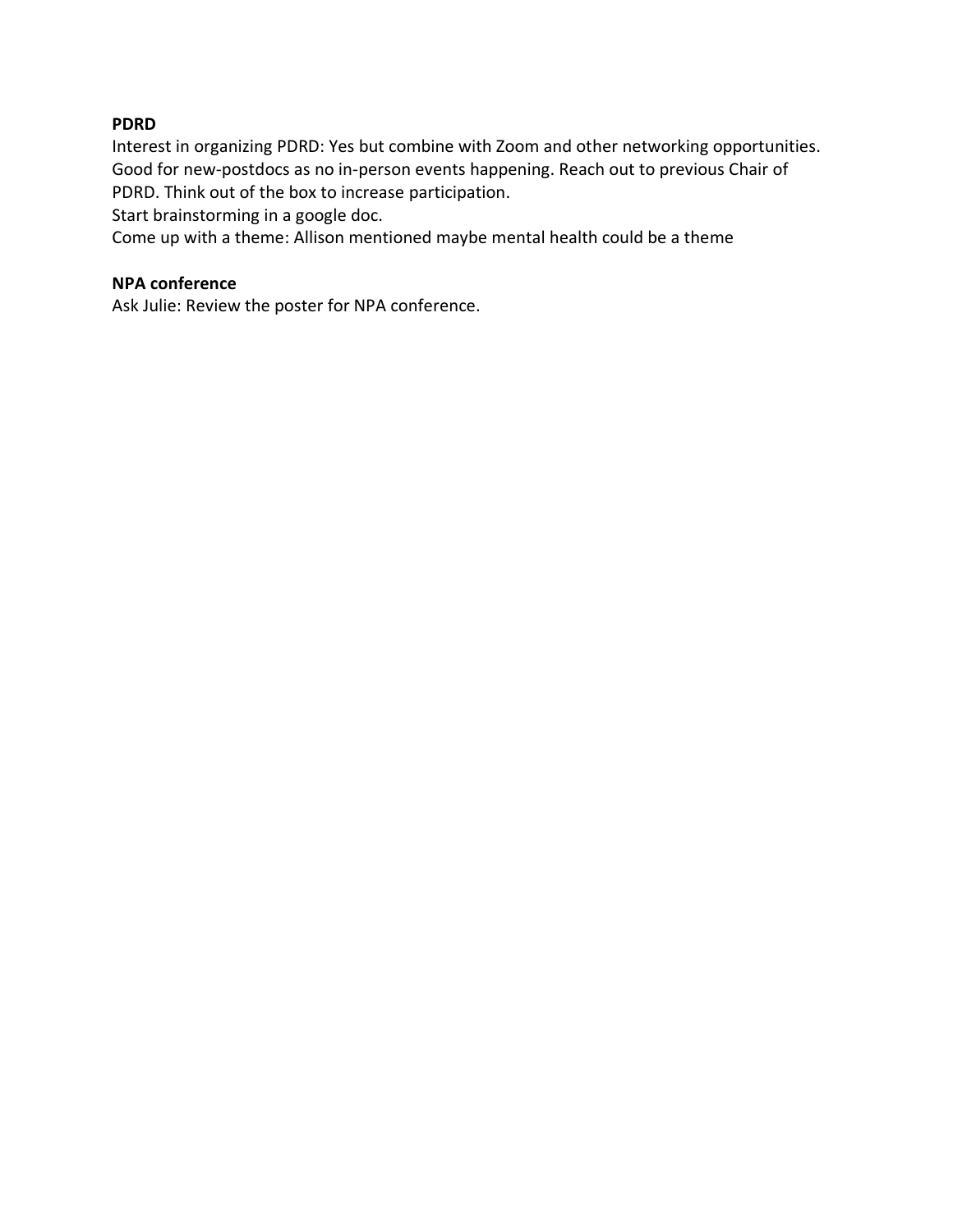**PDRD**

Interest in organizing PDRD: Yes but combine with Zoom and other networking opportunities. Good for new-postdocs as no in-person events happening. Reach out to previous Chair of PDRD. Think out of the box to increase participation.

Start brainstorming in a google doc.

Come up with a theme: Allison mentioned maybe mental health could be a theme

**NPA conference**

Ask Julie: Review the poster for NPA conference.